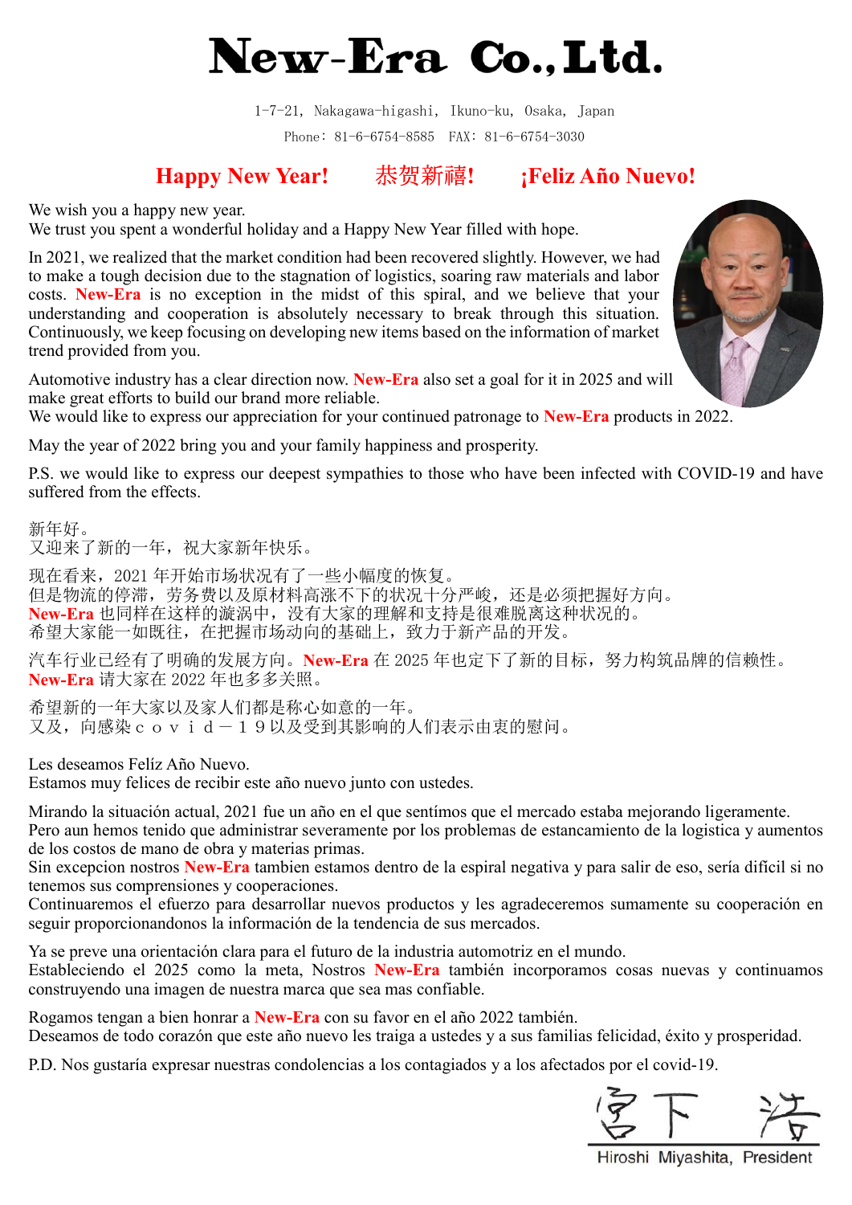# New-Era Co., Ltd.

1-7-21, Nakagawa-higashi, Ikuno-ku, Osaka, Japan

Phone: 81-6-6754-8585 FAX: 81-6-6754-3030

## Happy New Year! 恭贺新禧! ¡Feliz Año Nuevo!

We wish you a happy new year.
We trust you spent a wonderful holiday and a Happy New Year filled with hope.

In 2021, we realized that the market condition had been recovered slightly. However, we had to make a tough decision due to the stagnation of logistics, soaring raw materials and labor costs. **New-Era** is no exception in the midst of this spiral, and we believe that your understanding and cooperation is absolutely necessary to break through this situation. Continuously, we keep focusing on developing new items based on the information of market trend provided from you.

Automotive industry has a clear direction now. **New-Era** also set a goal for it in 2025 and will make great efforts to build our brand more reliable.
We would like to express our appreciation for your continued patronage to **New-Era** products in 2022.

May the year of 2022 bring you and your family happiness and prosperity.

P.S. we would like to express our deepest sympathies to those who have been infected with COVID-19 and have suffered from the effects.

新年好。
又迎来了新的一年，祝大家新年快乐。

现在看来，2021 年开始市场状况有了一些小幅度的恢复。
但是物流的停滞，劳务费以及原材料高涨不下的状况十分严峻，还是必须把握好方向。
**New-Era** 也同样在这样的漩涡中，没有大家的理解和支持是很难脱离这种状况的。
希望大家能一如既往，在把握市场动向的基础上，致力于新产品的开发。

汽车行业已经有了明确的发展方向。**New-Era** 在 2025 年也定下了新的目标，努力构筑品牌的信赖性。
**New-Era** 请大家在 2022 年也多多关照。

希望新的一年大家以及家人们都是称心如意的一年。
又及，向感染ｃｏｖｉｄ－１９以及受到其影响的人们表示由衷的慰问。

Les deseamos Felíz Año Nuevo.
Estamos muy felices de recibir este año nuevo junto con ustedes.

Mirando la situación actual, 2021 fue un año en el que sentímos que el mercado estaba mejorando ligeramente.
Pero aun hemos tenido que administrar severamente por los problemas de estancamiento de la logistica y aumentos de los costos de mano de obra y materias primas.
Sin excepcion nostros **New-Era** tambien estamos dentro de la espiral negativa y para salir de eso, sería difícil si no tenemos sus comprensiones y cooperaciones.
Continuaremos el efuerzo para desarrollar nuevos productos y les agradeceremos sumamente su cooperación en seguir proporcionandonos la información de la tendencia de sus mercados.

Ya se preve una orientación clara para el futuro de la industria automotriz en el mundo.
Estableciendo el 2025 como la meta, Nostros **New-Era** también incorporamos cosas nuevas y continuamos construyendo una imagen de nuestra marca que sea mas confiable.

Rogamos tengan a bien honrar a **New-Era** con su favor en el año 2022 también.
Deseamos de todo corazón que este año nuevo les traiga a ustedes y a sus familias felicidad, éxito y prosperidad.

P.D. Nos gustaría expresar nuestras condolencias a los contagiados y a los afectados por el covid-19.

宮下 浩

Hiroshi Miyashita, President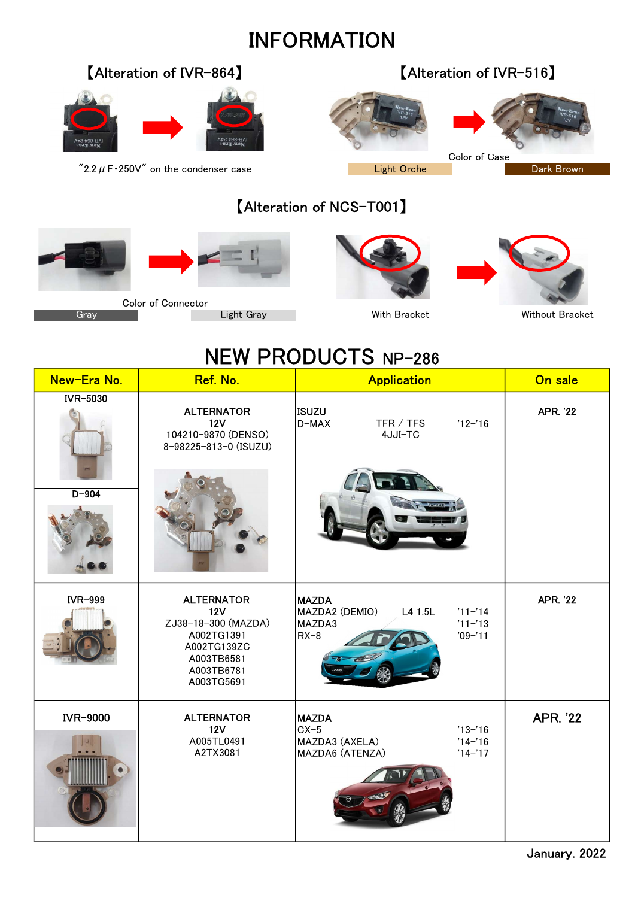# INFORMATION

## 【Alteration of IVR-864】

"2.2 μF･250V" on the condenser case

## 【Alteration of IVR-516】

Color of Case

Light Orche → Dark Brown

## 【Alteration of NCS-T001】

Color of Connector

Gray → Light Gray

With Bracket → Without Bracket

# NEW PRODUCTS NP-286

| New-Era No. | Ref. No. | Application | On sale |
|---|---|---|---|
| IVR-5030<br>D-904 | ALTERNATOR<br>12V<br>104210-9870 (DENSO)<br>8-98225-813-0 (ISUZU) | ISUZU<br>D-MAX TFR / TFS 4JJI-TC '12-'16 | APR. '22 |
| IVR-999 | ALTERNATOR<br>12V<br>ZJ38-18-300 (MAZDA)<br>A002TG1391<br>A002TG139ZC<br>A003TB6581<br>A003TB6781<br>A003TG5691 | MAZDA<br>MAZDA2 (DEMIO) L4 1.5L '11-'14<br>MAZDA3 '11-'13<br>RX-8 '09-'11 | APR. '22 |
| IVR-9000 | ALTERNATOR<br>12V<br>A005TL0491<br>A2TX3081 | MAZDA<br>CX-5 '13-'16<br>MAZDA3 (AXELA) '14-'16<br>MAZDA6 (ATENZA) '14-'17 | APR. '22 |

January. 2022